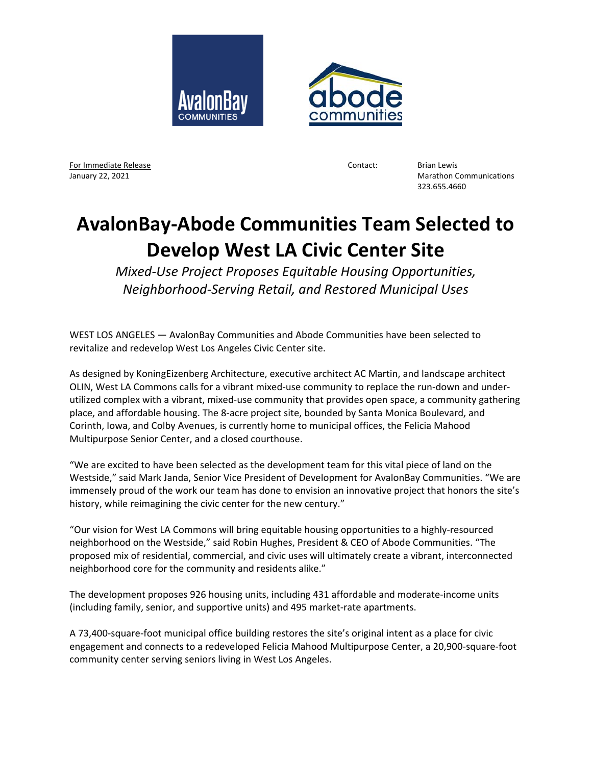For Immediate Release
January 22, 2021

Contact: Brian Lewis
Marathon Communications
323.655.4660

# AvalonBay-Abode Communities Team Selected to Develop West LA Civic Center Site

*Mixed-Use Project Proposes Equitable Housing Opportunities, Neighborhood-Serving Retail, and Restored Municipal Uses*

WEST LOS ANGELES — AvalonBay Communities and Abode Communities have been selected to revitalize and redevelop West Los Angeles Civic Center site.

As designed by KoningEizenberg Architecture, executive architect AC Martin, and landscape architect OLIN, West LA Commons calls for a vibrant mixed-use community to replace the run-down and under-utilized complex with a vibrant, mixed-use community that provides open space, a community gathering place, and affordable housing. The 8-acre project site, bounded by Santa Monica Boulevard, and Corinth, Iowa, and Colby Avenues, is currently home to municipal offices, the Felicia Mahood Multipurpose Senior Center, and a closed courthouse.

"We are excited to have been selected as the development team for this vital piece of land on the Westside," said Mark Janda, Senior Vice President of Development for AvalonBay Communities. "We are immensely proud of the work our team has done to envision an innovative project that honors the site's history, while reimagining the civic center for the new century."

"Our vision for West LA Commons will bring equitable housing opportunities to a highly-resourced neighborhood on the Westside," said Robin Hughes, President & CEO of Abode Communities. "The proposed mix of residential, commercial, and civic uses will ultimately create a vibrant, interconnected neighborhood core for the community and residents alike."

The development proposes 926 housing units, including 431 affordable and moderate-income units (including family, senior, and supportive units) and 495 market-rate apartments.

A 73,400-square-foot municipal office building restores the site's original intent as a place for civic engagement and connects to a redeveloped Felicia Mahood Multipurpose Center, a 20,900-square-foot community center serving seniors living in West Los Angeles.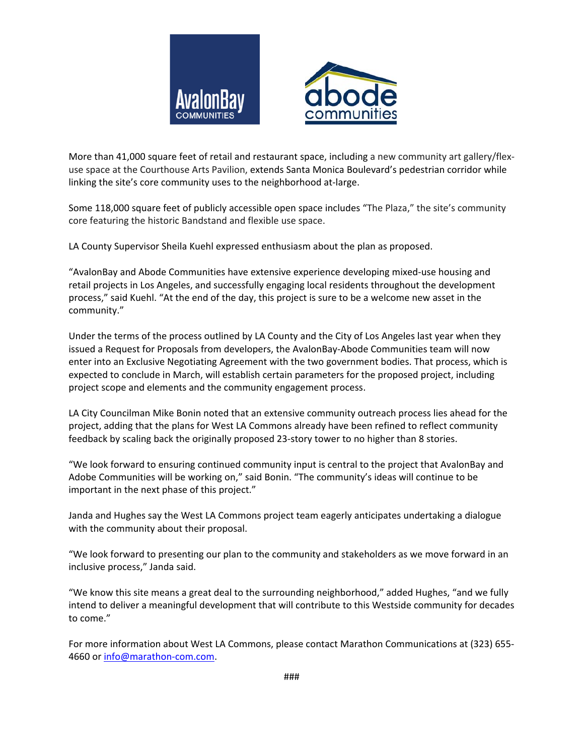More than 41,000 square feet of retail and restaurant space, including a new community art gallery/flex-use space at the Courthouse Arts Pavilion, extends Santa Monica Boulevard's pedestrian corridor while linking the site's core community uses to the neighborhood at-large.

Some 118,000 square feet of publicly accessible open space includes "The Plaza," the site's community core featuring the historic Bandstand and flexible use space.

LA County Supervisor Sheila Kuehl expressed enthusiasm about the plan as proposed.

"AvalonBay and Abode Communities have extensive experience developing mixed-use housing and retail projects in Los Angeles, and successfully engaging local residents throughout the development process," said Kuehl. "At the end of the day, this project is sure to be a welcome new asset in the community."

Under the terms of the process outlined by LA County and the City of Los Angeles last year when they issued a Request for Proposals from developers, the AvalonBay-Abode Communities team will now enter into an Exclusive Negotiating Agreement with the two government bodies. That process, which is expected to conclude in March, will establish certain parameters for the proposed project, including project scope and elements and the community engagement process.

LA City Councilman Mike Bonin noted that an extensive community outreach process lies ahead for the project, adding that the plans for West LA Commons already have been refined to reflect community feedback by scaling back the originally proposed 23-story tower to no higher than 8 stories.

"We look forward to ensuring continued community input is central to the project that AvalonBay and Adobe Communities will be working on," said Bonin. "The community's ideas will continue to be important in the next phase of this project."

Janda and Hughes say the West LA Commons project team eagerly anticipates undertaking a dialogue with the community about their proposal.

"We look forward to presenting our plan to the community and stakeholders as we move forward in an inclusive process," Janda said.

"We know this site means a great deal to the surrounding neighborhood," added Hughes, "and we fully intend to deliver a meaningful development that will contribute to this Westside community for decades to come."

For more information about West LA Commons, please contact Marathon Communications at (323) 655-4660 or info@marathon-com.com.

###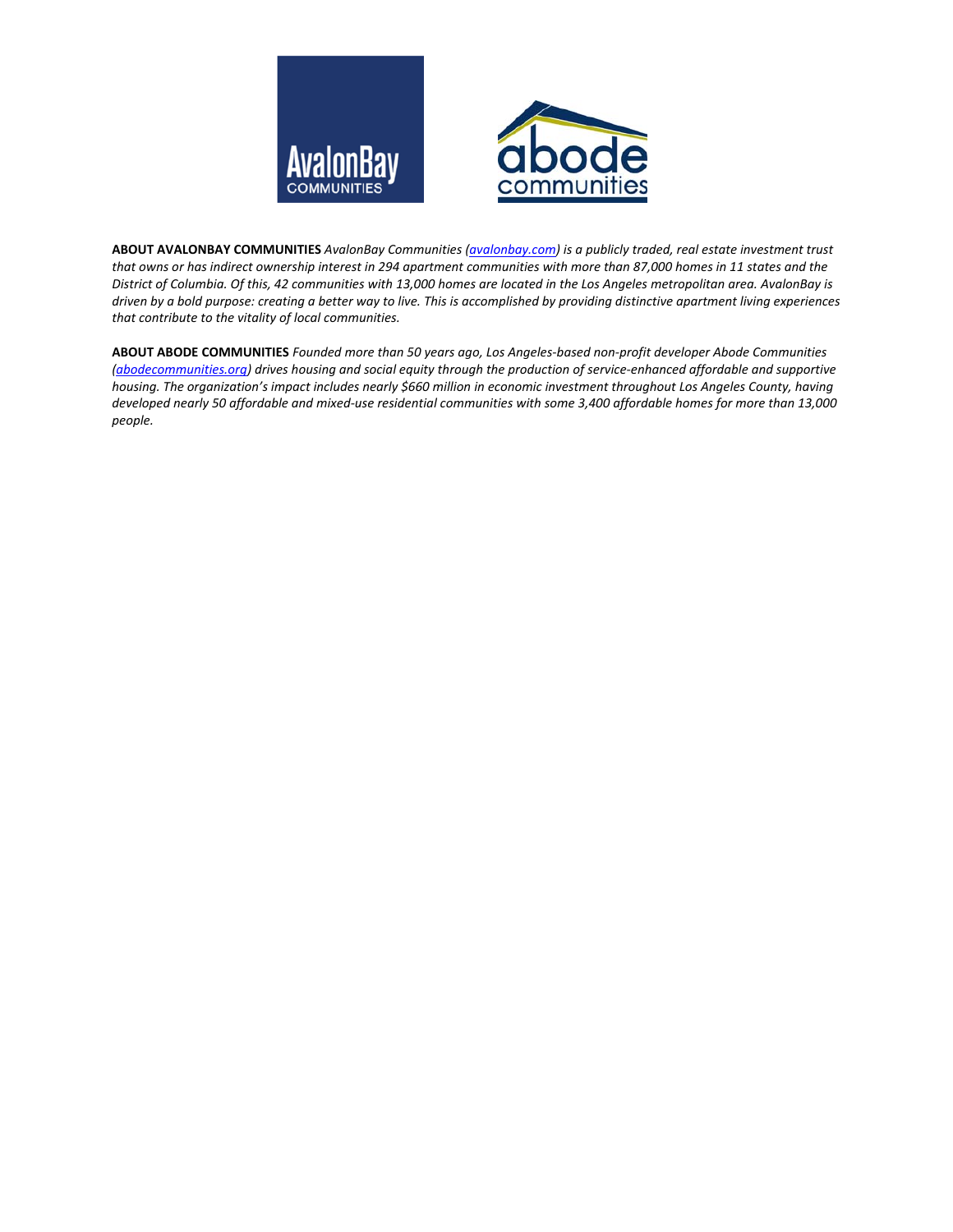**ABOUT AVALONBAY COMMUNITIES** *AvalonBay Communities ([avalonbay.com](avalonbay.com)) is a publicly traded, real estate investment trust that owns or has indirect ownership interest in 294 apartment communities with more than 87,000 homes in 11 states and the District of Columbia. Of this, 42 communities with 13,000 homes are located in the Los Angeles metropolitan area. AvalonBay is driven by a bold purpose: creating a better way to live. This is accomplished by providing distinctive apartment living experiences that contribute to the vitality of local communities.*

**ABOUT ABODE COMMUNITIES** *Founded more than 50 years ago, Los Angeles-based non-profit developer Abode Communities ([abodecommunities.org](abodecommunities.org)) drives housing and social equity through the production of service-enhanced affordable and supportive housing. The organization's impact includes nearly $660 million in economic investment throughout Los Angeles County, having developed nearly 50 affordable and mixed-use residential communities with some 3,400 affordable homes for more than 13,000 people.*